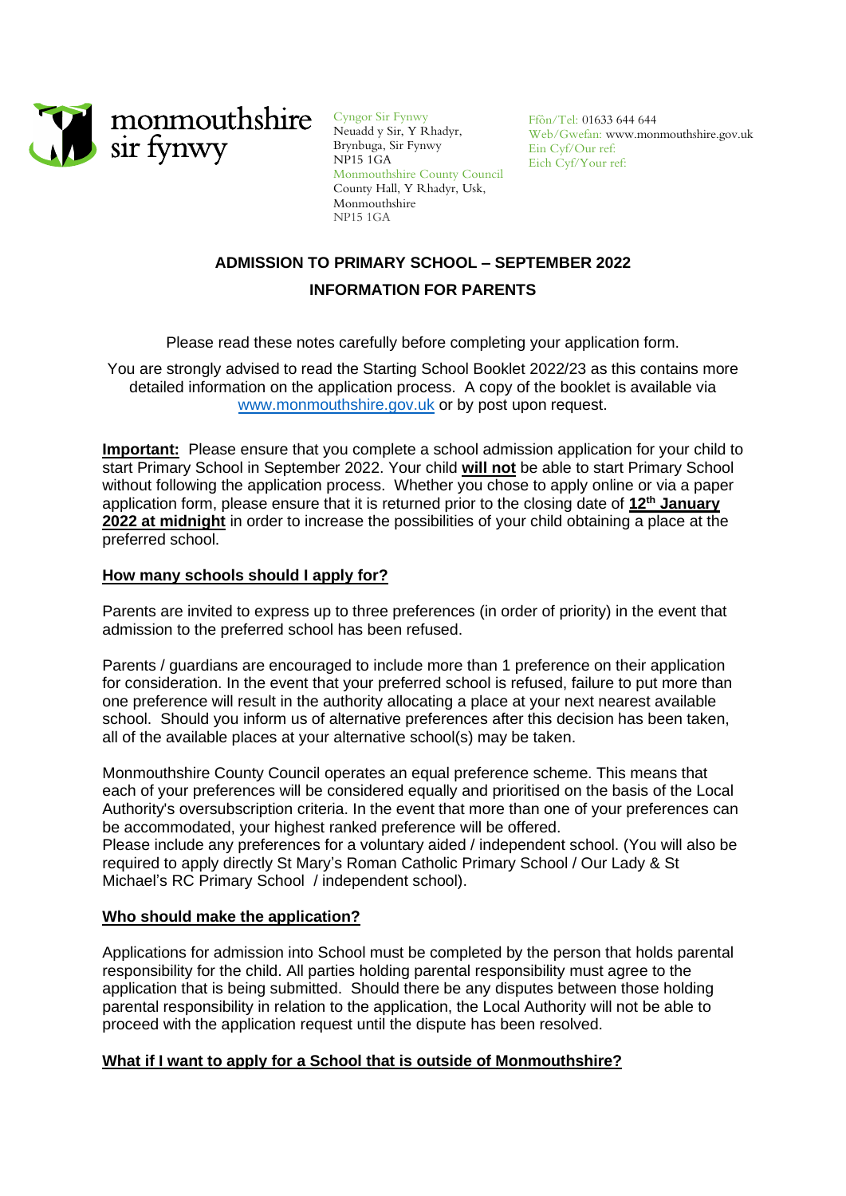monmouthshire
sir fynwy

Cyngor Sir Fynwy
Neuadd y Sir, Y Rhadyr,
Brynbuga, Sir Fynwy
NP15 1GA
Monmouthshire County Council
County Hall, Y Rhadyr, Usk,
Monmouthshire
NP15 1GA

Ffôn/Tel: 01633 644 644
Web/Gwefan: www.monmouthshire.gov.uk
Ein Cyf/Our ref:
Eich Cyf/Your ref:

## ADMISSION TO PRIMARY SCHOOL – SEPTEMBER 2022

## INFORMATION FOR PARENTS

Please read these notes carefully before completing your application form.

You are strongly advised to read the Starting School Booklet 2022/23 as this contains more detailed information on the application process. A copy of the booklet is available via www.monmouthshire.gov.uk or by post upon request.

**Important:** Please ensure that you complete a school admission application for your child to start Primary School in September 2022. Your child **will not** be able to start Primary School without following the application process. Whether you chose to apply online or via a paper application form, please ensure that it is returned prior to the closing date of **12th January 2022 at midnight** in order to increase the possibilities of your child obtaining a place at the preferred school.

### How many schools should I apply for?

Parents are invited to express up to three preferences (in order of priority) in the event that admission to the preferred school has been refused.

Parents / guardians are encouraged to include more than 1 preference on their application for consideration. In the event that your preferred school is refused, failure to put more than one preference will result in the authority allocating a place at your next nearest available school. Should you inform us of alternative preferences after this decision has been taken, all of the available places at your alternative school(s) may be taken.

Monmouthshire County Council operates an equal preference scheme. This means that each of your preferences will be considered equally and prioritised on the basis of the Local Authority's oversubscription criteria. In the event that more than one of your preferences can be accommodated, your highest ranked preference will be offered.
Please include any preferences for a voluntary aided / independent school. (You will also be required to apply directly St Mary's Roman Catholic Primary School / Our Lady & St Michael's RC Primary School / independent school).

### Who should make the application?

Applications for admission into School must be completed by the person that holds parental responsibility for the child. All parties holding parental responsibility must agree to the application that is being submitted. Should there be any disputes between those holding parental responsibility in relation to the application, the Local Authority will not be able to proceed with the application request until the dispute has been resolved.

### What if I want to apply for a School that is outside of Monmouthshire?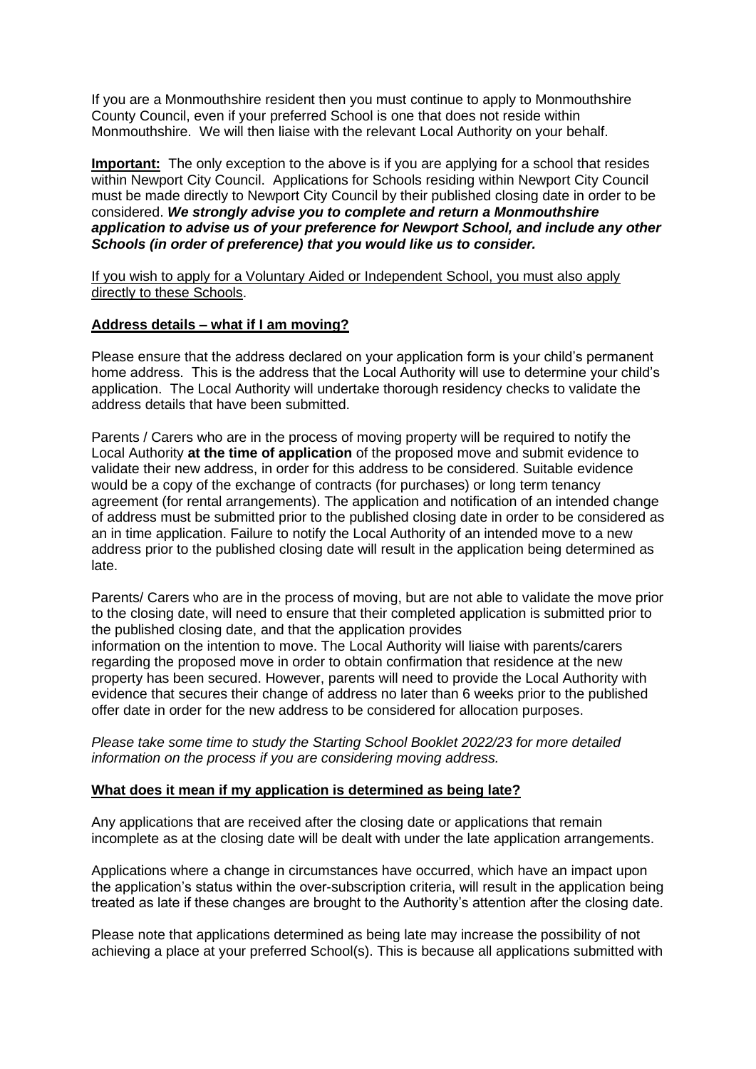If you are a Monmouthshire resident then you must continue to apply to Monmouthshire County Council, even if your preferred School is one that does not reside within Monmouthshire. We will then liaise with the relevant Local Authority on your behalf.

**Important:** The only exception to the above is if you are applying for a school that resides within Newport City Council. Applications for Schools residing within Newport City Council must be made directly to Newport City Council by their published closing date in order to be considered. ***We strongly advise you to complete and return a Monmouthshire application to advise us of your preference for Newport School, and include any other Schools (in order of preference) that you would like us to consider.***

If you wish to apply for a Voluntary Aided or Independent School, you must also apply directly to these Schools.

## Address details – what if I am moving?

Please ensure that the address declared on your application form is your child's permanent home address. This is the address that the Local Authority will use to determine your child's application. The Local Authority will undertake thorough residency checks to validate the address details that have been submitted.

Parents / Carers who are in the process of moving property will be required to notify the Local Authority **at the time of application** of the proposed move and submit evidence to validate their new address, in order for this address to be considered. Suitable evidence would be a copy of the exchange of contracts (for purchases) or long term tenancy agreement (for rental arrangements). The application and notification of an intended change of address must be submitted prior to the published closing date in order to be considered as an in time application. Failure to notify the Local Authority of an intended move to a new address prior to the published closing date will result in the application being determined as late.

Parents/ Carers who are in the process of moving, but are not able to validate the move prior to the closing date, will need to ensure that their completed application is submitted prior to the published closing date, and that the application provides information on the intention to move. The Local Authority will liaise with parents/carers regarding the proposed move in order to obtain confirmation that residence at the new property has been secured. However, parents will need to provide the Local Authority with evidence that secures their change of address no later than 6 weeks prior to the published offer date in order for the new address to be considered for allocation purposes.

*Please take some time to study the Starting School Booklet 2022/23 for more detailed information on the process if you are considering moving address.*

## What does it mean if my application is determined as being late?

Any applications that are received after the closing date or applications that remain incomplete as at the closing date will be dealt with under the late application arrangements.

Applications where a change in circumstances have occurred, which have an impact upon the application's status within the over-subscription criteria, will result in the application being treated as late if these changes are brought to the Authority's attention after the closing date.

Please note that applications determined as being late may increase the possibility of not achieving a place at your preferred School(s). This is because all applications submitted with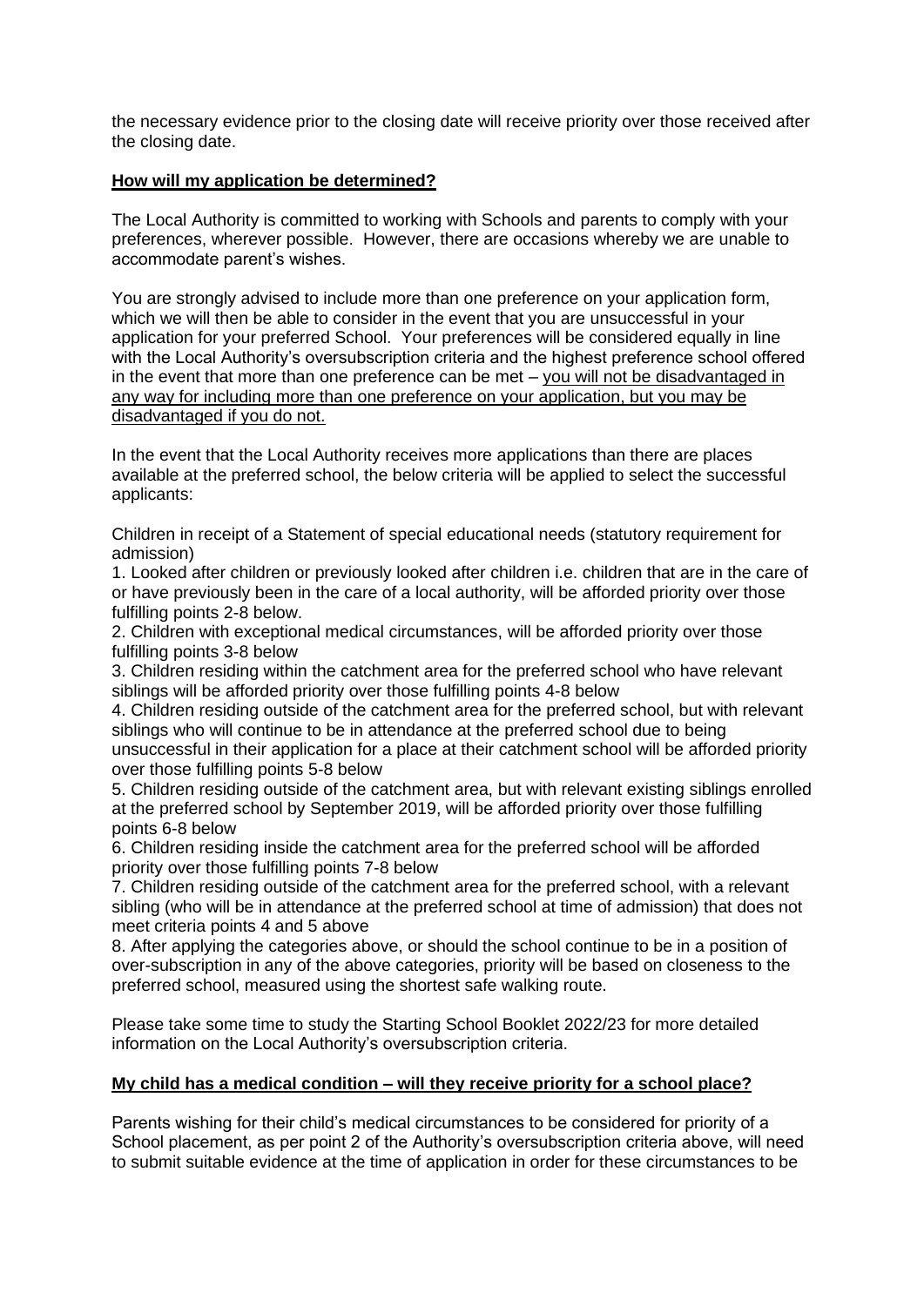the necessary evidence prior to the closing date will receive priority over those received after the closing date.

## How will my application be determined?

The Local Authority is committed to working with Schools and parents to comply with your preferences, wherever possible. However, there are occasions whereby we are unable to accommodate parent's wishes.

You are strongly advised to include more than one preference on your application form, which we will then be able to consider in the event that you are unsuccessful in your application for your preferred School. Your preferences will be considered equally in line with the Local Authority's oversubscription criteria and the highest preference school offered in the event that more than one preference can be met – <u>you will not be disadvantaged in any way for including more than one preference on your application, but you may be disadvantaged if you do not.</u>

In the event that the Local Authority receives more applications than there are places available at the preferred school, the below criteria will be applied to select the successful applicants:

Children in receipt of a Statement of special educational needs (statutory requirement for admission)

1. Looked after children or previously looked after children i.e. children that are in the care of or have previously been in the care of a local authority, will be afforded priority over those fulfilling points 2-8 below.
2. Children with exceptional medical circumstances, will be afforded priority over those fulfilling points 3-8 below
3. Children residing within the catchment area for the preferred school who have relevant siblings will be afforded priority over those fulfilling points 4-8 below
4. Children residing outside of the catchment area for the preferred school, but with relevant siblings who will continue to be in attendance at the preferred school due to being unsuccessful in their application for a place at their catchment school will be afforded priority over those fulfilling points 5-8 below
5. Children residing outside of the catchment area, but with relevant existing siblings enrolled at the preferred school by September 2019, will be afforded priority over those fulfilling points 6-8 below
6. Children residing inside the catchment area for the preferred school will be afforded priority over those fulfilling points 7-8 below
7. Children residing outside of the catchment area for the preferred school, with a relevant sibling (who will be in attendance at the preferred school at time of admission) that does not meet criteria points 4 and 5 above
8. After applying the categories above, or should the school continue to be in a position of over-subscription in any of the above categories, priority will be based on closeness to the preferred school, measured using the shortest safe walking route.

Please take some time to study the Starting School Booklet 2022/23 for more detailed information on the Local Authority's oversubscription criteria.

## My child has a medical condition – will they receive priority for a school place?

Parents wishing for their child's medical circumstances to be considered for priority of a School placement, as per point 2 of the Authority's oversubscription criteria above, will need to submit suitable evidence at the time of application in order for these circumstances to be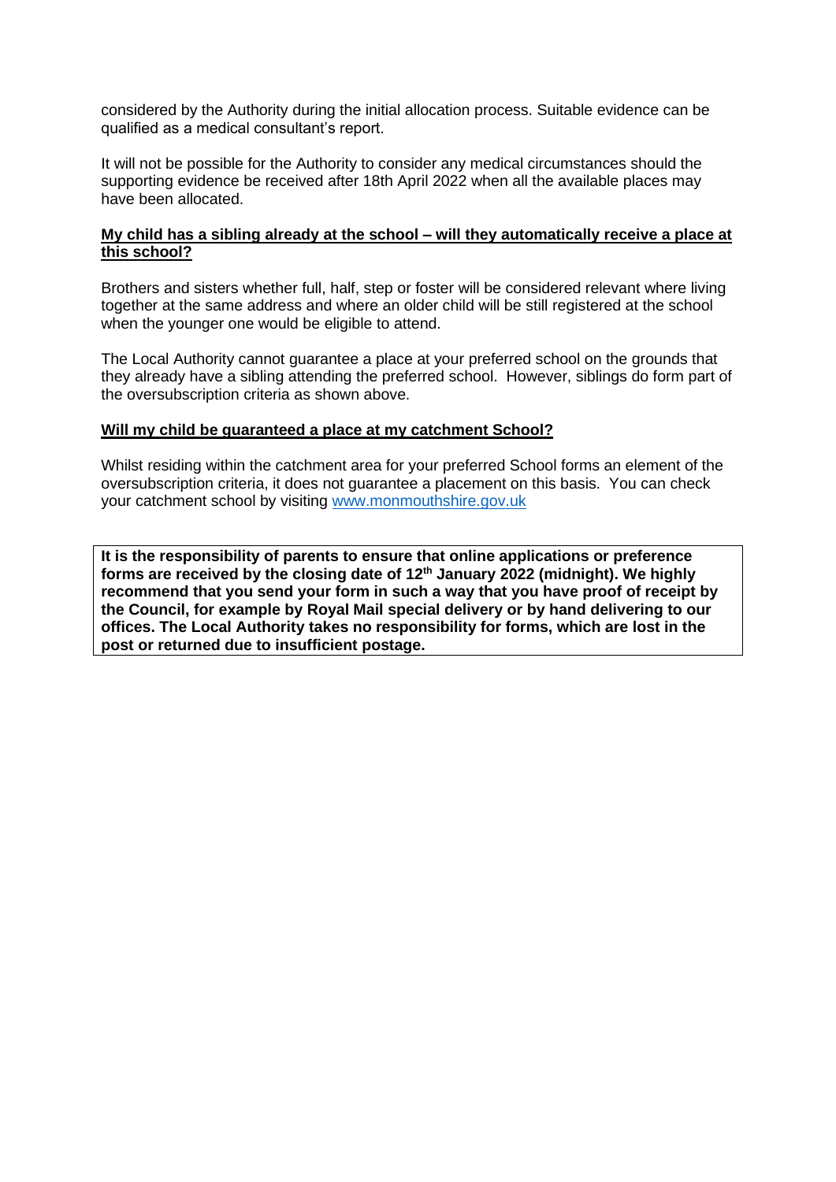considered by the Authority during the initial allocation process. Suitable evidence can be qualified as a medical consultant's report.

It will not be possible for the Authority to consider any medical circumstances should the supporting evidence be received after 18th April 2022 when all the available places may have been allocated.

**<u>My child has a sibling already at the school – will they automatically receive a place at this school?</u>**

Brothers and sisters whether full, half, step or foster will be considered relevant where living together at the same address and where an older child will be still registered at the school when the younger one would be eligible to attend.

The Local Authority cannot guarantee a place at your preferred school on the grounds that they already have a sibling attending the preferred school. However, siblings do form part of the oversubscription criteria as shown above.

**<u>Will my child be guaranteed a place at my catchment School?</u>**

Whilst residing within the catchment area for your preferred School forms an element of the oversubscription criteria, it does not guarantee a placement on this basis. You can check your catchment school by visiting www.monmouthshire.gov.uk

**It is the responsibility of parents to ensure that online applications or preference forms are received by the closing date of 12th January 2022 (midnight). We highly recommend that you send your form in such a way that you have proof of receipt by the Council, for example by Royal Mail special delivery or by hand delivering to our offices. The Local Authority takes no responsibility for forms, which are lost in the post or returned due to insufficient postage.**